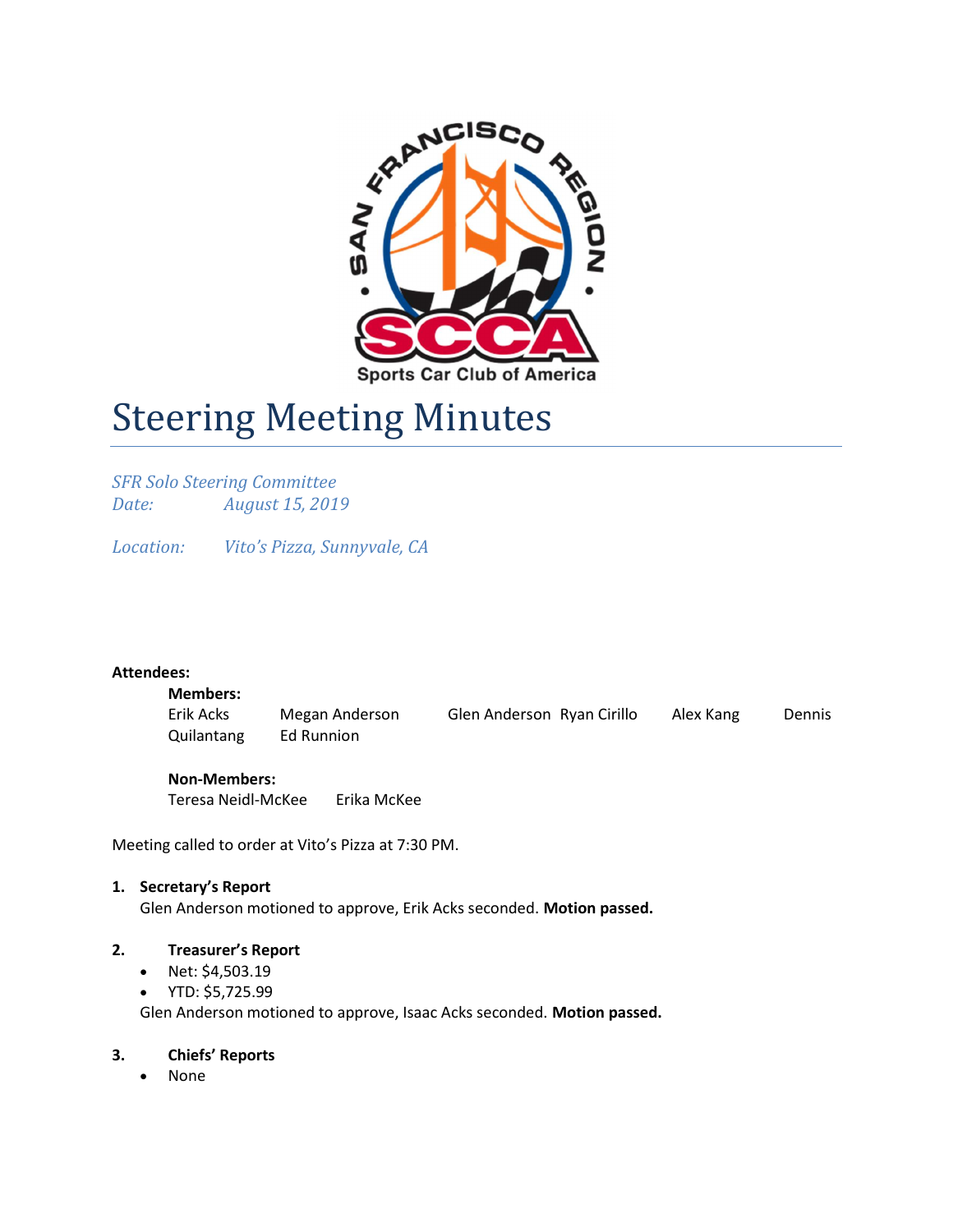# Steering Meeting Minutes

*SFR Solo Steering Committee*
*Date: August 15, 2019*

*Location: Vito's Pizza, Sunnyvale, CA*

**Attendees:**

**Members:**
Erik Acks Megan Anderson Glen Anderson Ryan Cirillo Alex Kang Dennis Quilantang Ed Runnion

**Non-Members:**
Teresa Neidl-McKee Erika McKee

Meeting called to order at Vito's Pizza at 7:30 PM.

1. **Secretary's Report**
   Glen Anderson motioned to approve, Erik Acks seconded. **Motion passed.**

2. **Treasurer's Report**
   - Net: $4,503.19
   - YTD: $5,725.99

   Glen Anderson motioned to approve, Isaac Acks seconded. **Motion passed.**

3. **Chiefs' Reports**
   - None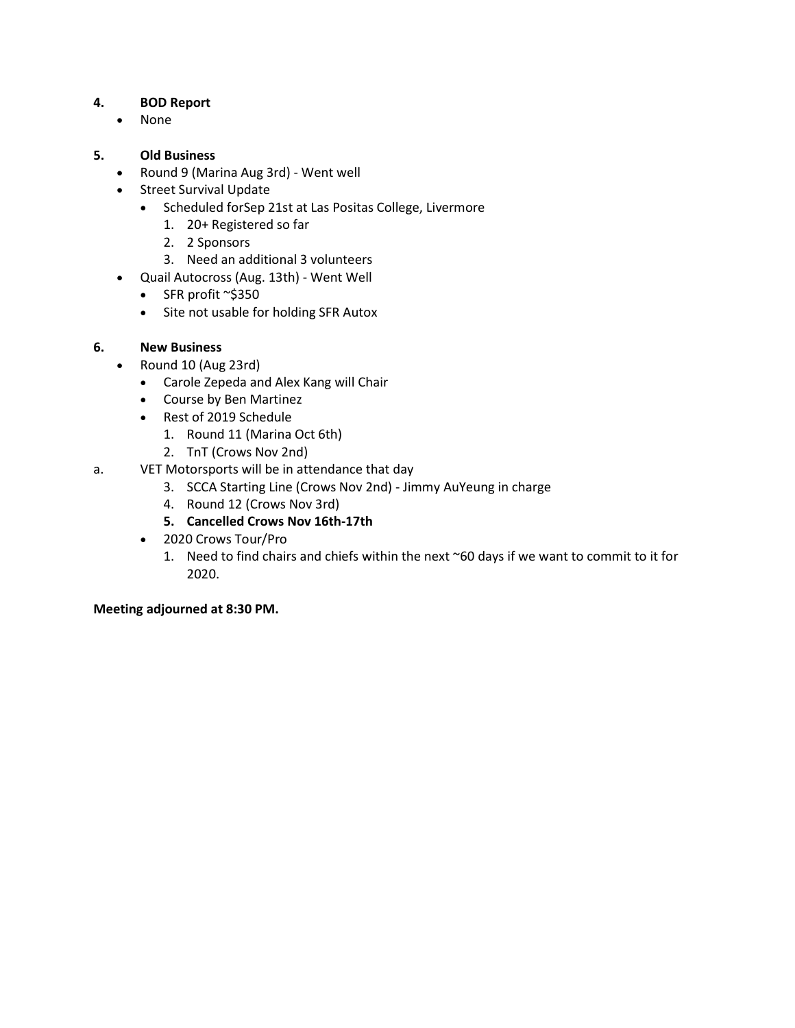**4. BOD Report**

- None

**5. Old Business**

- Round 9 (Marina Aug 3rd) - Went well
- Street Survival Update
  - Scheduled forSep 21st at Las Positas College, Livermore
    1. 20+ Registered so far
    2. 2 Sponsors
    3. Need an additional 3 volunteers
- Quail Autocross (Aug. 13th) - Went Well
  - SFR profit ~$350
  - Site not usable for holding SFR Autox

**6. New Business**

- Round 10 (Aug 23rd)
  - Carole Zepeda and Alex Kang will Chair
  - Course by Ben Martinez
  - Rest of 2019 Schedule
    1. Round 11 (Marina Oct 6th)
    2. TnT (Crows Nov 2nd)

a. VET Motorsports will be in attendance that day

    3. SCCA Starting Line (Crows Nov 2nd) - Jimmy AuYeung in charge
    4. Round 12 (Crows Nov 3rd)
    5. **Cancelled Crows Nov 16th-17th**

- 2020 Crows Tour/Pro
    1. Need to find chairs and chiefs within the next ~60 days if we want to commit to it for 2020.

**Meeting adjourned at 8:30 PM.**